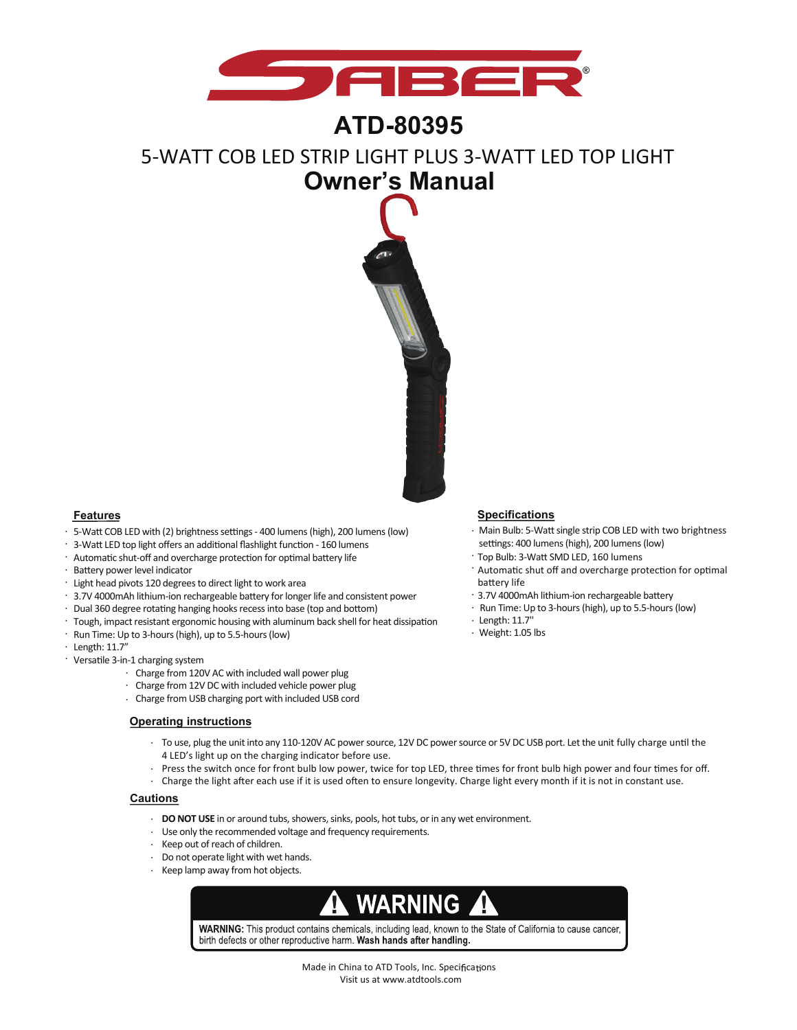SABER®

# ATD-80395

## 5-WATT COB LED STRIP LIGHT PLUS 3-WATT LED TOP LIGHT

# Owner's Manual

### Features

- 5-Watt COB LED with (2) brightness settings - 400 lumens (high), 200 lumens (low)
- 3-Watt LED top light offers an additional flashlight function - 160 lumens
- Automatic shut-off and overcharge protection for optimal battery life
- Battery power level indicator
- Light head pivots 120 degrees to direct light to work area
- 3.7V 4000mAh lithium-ion rechargeable battery for longer life and consistent power
- Dual 360 degree rotating hanging hooks recess into base (top and bottom)
- Tough, impact resistant ergonomic housing with aluminum back shell for heat dissipation
- Run Time: Up to 3-hours (high), up to 5.5-hours (low)
- Length: 11.7"
- Versatile 3-in-1 charging system
  - Charge from 120V AC with included wall power plug
  - Charge from 12V DC with included vehicle power plug
  - Charge from USB charging port with included USB cord

### Specifications

- Main Bulb: 5-Watt single strip COB LED with two brightness settings: 400 lumens (high), 200 lumens (low)
- Top Bulb: 3-Watt SMD LED, 160 lumens
- Automatic shut off and overcharge protection for optimal battery life
- 3.7V 4000mAh lithium-ion rechargeable battery
- Run Time: Up to 3-hours (high), up to 5.5-hours (low)
- Length: 11.7"
- Weight: 1.05 lbs

### Operating instructions

- To use, plug the unit into any 110-120V AC power source, 12V DC power source or 5V DC USB port. Let the unit fully charge until the 4 LED's light up on the charging indicator before use.
- Press the switch once for front bulb low power, twice for top LED, three times for front bulb high power and four times for off.
- Charge the light after each use if it is used often to ensure longevity. Charge light every month if it is not in constant use.

### Cautions

- **DO NOT USE** in or around tubs, showers, sinks, pools, hot tubs, or in any wet environment.
- Use only the recommended voltage and frequency requirements.
- Keep out of reach of children.
- Do not operate light with wet hands.
- Keep lamp away from hot objects.

**⚠ WARNING ⚠**

**WARNING:** This product contains chemicals, including lead, known to the State of California to cause cancer, birth defects or other reproductive harm. **Wash hands after handling.**

Made in China to ATD Tools, Inc. Specifications
Visit us at www.atdtools.com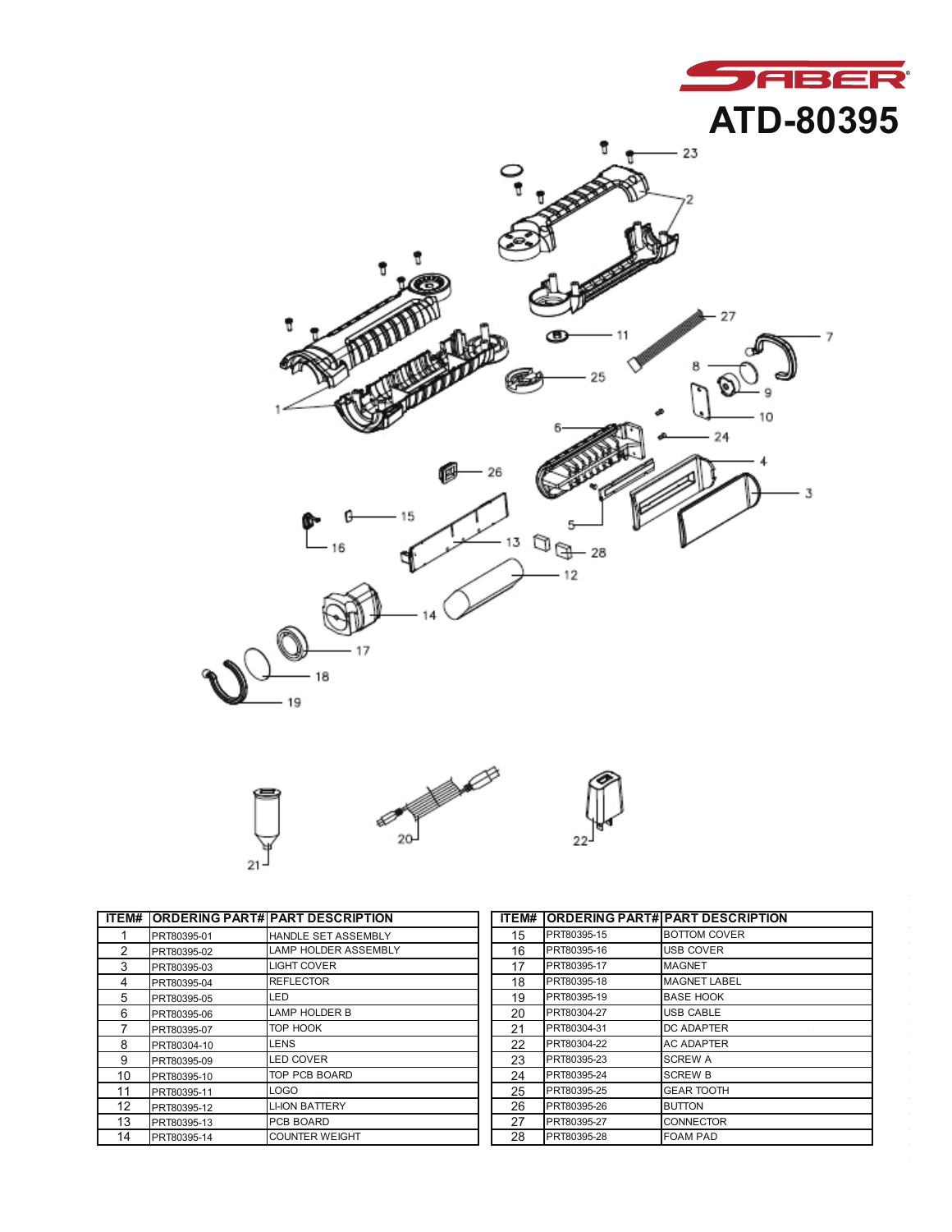# SABER ATD-80395

| ITEM# | ORDERING PART# | PART DESCRIPTION |
|---|---|---|
| 1 | PRT80395-01 | HANDLE SET ASSEMBLY |
| 2 | PRT80395-02 | LAMP HOLDER ASSEMBLY |
| 3 | PRT80395-03 | LIGHT COVER |
| 4 | PRT80395-04 | REFLECTOR |
| 5 | PRT80395-05 | LED |
| 6 | PRT80395-06 | LAMP HOLDER B |
| 7 | PRT80395-07 | TOP HOOK |
| 8 | PRT80304-10 | LENS |
| 9 | PRT80395-09 | LED COVER |
| 10 | PRT80395-10 | TOP PCB BOARD |
| 11 | PRT80395-11 | LOGO |
| 12 | PRT80395-12 | LI-ION BATTERY |
| 13 | PRT80395-13 | PCB BOARD |
| 14 | PRT80395-14 | COUNTER WEIGHT |

| ITEM# | ORDERING PART# | PART DESCRIPTION |
|---|---|---|
| 15 | PRT80395-15 | BOTTOM COVER |
| 16 | PRT80395-16 | USB COVER |
| 17 | PRT80395-17 | MAGNET |
| 18 | PRT80395-18 | MAGNET LABEL |
| 19 | PRT80395-19 | BASE HOOK |
| 20 | PRT80304-27 | USB CABLE |
| 21 | PRT80304-31 | DC ADAPTER |
| 22 | PRT80304-22 | AC ADAPTER |
| 23 | PRT80395-23 | SCREW A |
| 24 | PRT80395-24 | SCREW B |
| 25 | PRT80395-25 | GEAR TOOTH |
| 26 | PRT80395-26 | BUTTON |
| 27 | PRT80395-27 | CONNECTOR |
| 28 | PRT80395-28 | FOAM PAD |